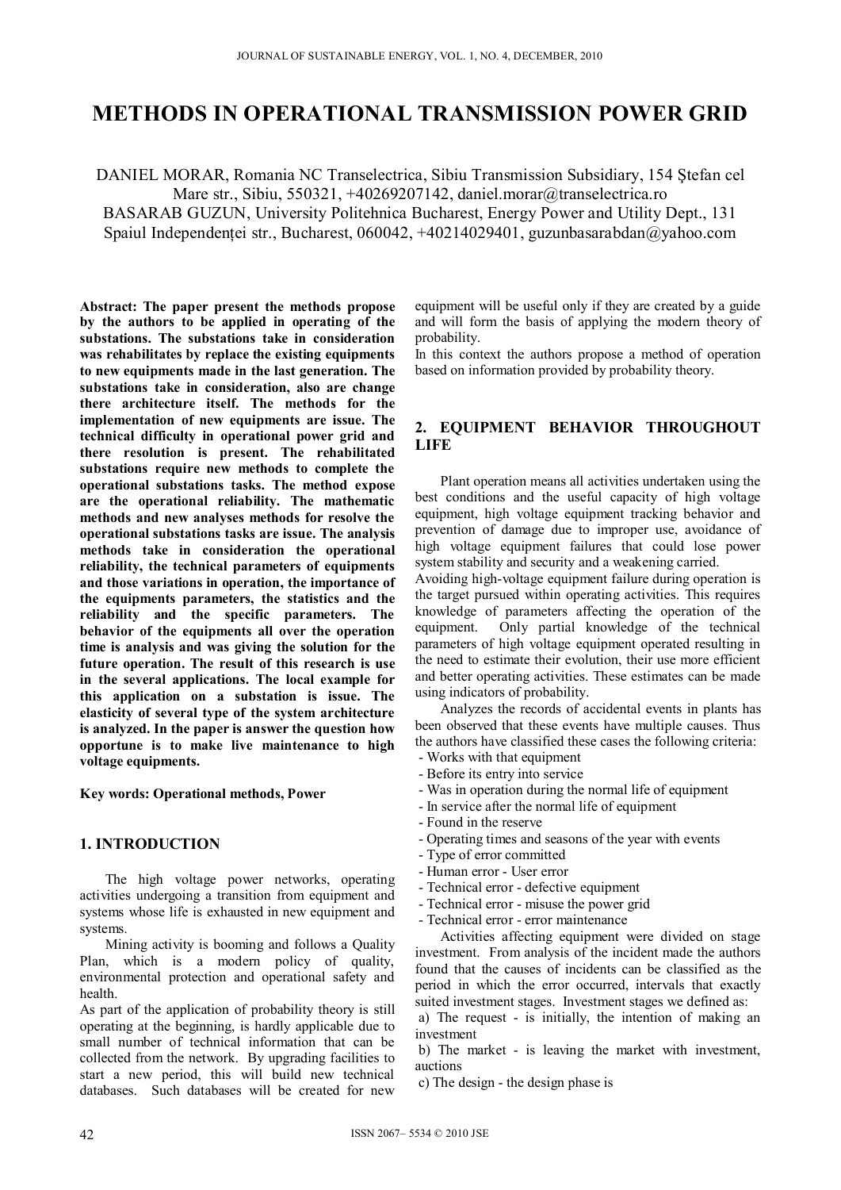# METHODS IN OPERATIONAL TRANSMISSION POWER GRID

DANIEL MORAR, Romania NC Transelectrica, Sibiu Transmission Subsidiary, 154 Ştefan cel Mare str., Sibiu, 550321, +40269207142, daniel.morar@transelectrica.ro

BASARAB GUZUN, University Politehnica Bucharest, Energy Power and Utility Dept., 131 Spaiul Independenței str., Bucharest, 060042, +40214029401, guzunbasarabdan@yahoo.com

**Abstract: The paper present the methods propose by the authors to be applied in operating of the substations. The substations take in consideration was rehabilitates by replace the existing equipments to new equipments made in the last generation. The substations take in consideration, also are change there architecture itself. The methods for the implementation of new equipments are issue. The technical difficulty in operational power grid and there resolution is present. The rehabilitated substations require new methods to complete the operational substations tasks. The method expose are the operational reliability. The mathematic methods and new analyses methods for resolve the operational substations tasks are issue. The analysis methods take in consideration the operational reliability, the technical parameters of equipments and those variations in operation, the importance of the equipments parameters, the statistics and the reliability and the specific parameters. The behavior of the equipments all over the operation time is analysis and was giving the solution for the future operation. The result of this research is use in the several applications. The local example for this application on a substation is issue. The elasticity of several type of the system architecture is analyzed. In the paper is answer the question how opportune is to make live maintenance to high voltage equipments.**

**Key words: Operational methods, Power**

## 1. INTRODUCTION

The high voltage power networks, operating activities undergoing a transition from equipment and systems whose life is exhausted in new equipment and systems.

Mining activity is booming and follows a Quality Plan, which is a modern policy of quality, environmental protection and operational safety and health.

As part of the application of probability theory is still operating at the beginning, is hardly applicable due to small number of technical information that can be collected from the network. By upgrading facilities to start a new period, this will build new technical databases. Such databases will be created for new equipment will be useful only if they are created by a guide and will form the basis of applying the modern theory of probability.

In this context the authors propose a method of operation based on information provided by probability theory.

## 2. EQUIPMENT BEHAVIOR THROUGHOUT LIFE

Plant operation means all activities undertaken using the best conditions and the useful capacity of high voltage equipment, high voltage equipment tracking behavior and prevention of damage due to improper use, avoidance of high voltage equipment failures that could lose power system stability and security and a weakening carried.

Avoiding high-voltage equipment failure during operation is the target pursued within operating activities. This requires knowledge of parameters affecting the operation of the equipment. Only partial knowledge of the technical parameters of high voltage equipment operated resulting in the need to estimate their evolution, their use more efficient and better operating activities. These estimates can be made using indicators of probability.

Analyzes the records of accidental events in plants has been observed that these events have multiple causes. Thus the authors have classified these cases the following criteria:

- Works with that equipment
- Before its entry into service
- Was in operation during the normal life of equipment
- In service after the normal life of equipment
- Found in the reserve
- Operating times and seasons of the year with events
- Type of error committed
- Human error - User error
- Technical error - defective equipment
- Technical error - misuse the power grid
- Technical error - error maintenance

Activities affecting equipment were divided on stage investment. From analysis of the incident made the authors found that the causes of incidents can be classified as the period in which the error occurred, intervals that exactly suited investment stages. Investment stages we defined as:

a) The request - is initially, the intention of making an investment

b) The market - is leaving the market with investment, auctions

c) The design - the design phase is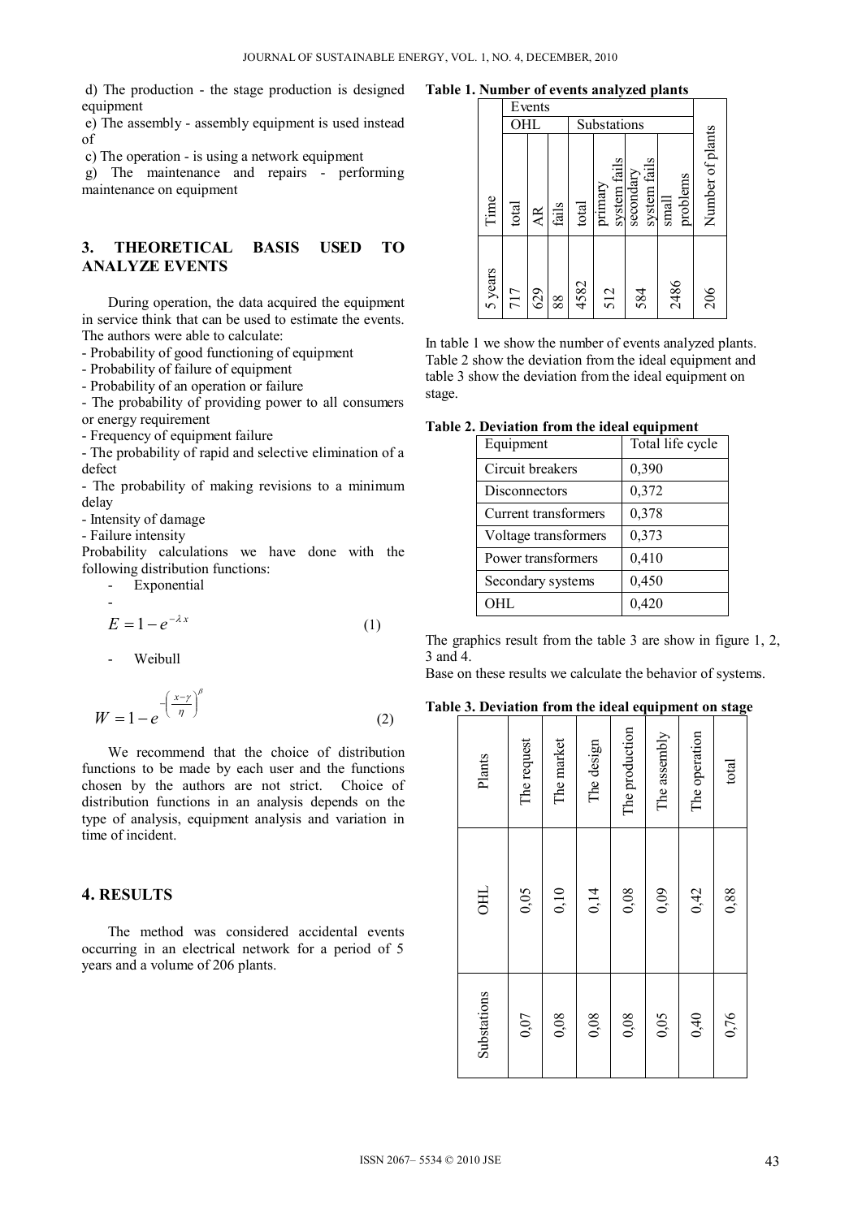d) The production - the stage production is designed equipment

e) The assembly - assembly equipment is used instead of

c) The operation - is using a network equipment

g) The maintenance and repairs - performing maintenance on equipment

## 3. THEORETICAL BASIS USED TO ANALYZE EVENTS

During operation, the data acquired the equipment in service think that can be used to estimate the events. The authors were able to calculate:

- Probability of good functioning of equipment
- Probability of failure of equipment
- Probability of an operation or failure
- The probability of providing power to all consumers or energy requirement
- Frequency of equipment failure
- The probability of rapid and selective elimination of a defect
- The probability of making revisions to a minimum delay
- Intensity of damage
- Failure intensity

Probability calculations we have done with the following distribution functions:

- Exponential

$$E = 1 - e^{-\lambda x} \tag{1}$$

- Weibull

$$W = 1 - e^{-\left(\frac{x-\gamma}{\eta}\right)^{\beta}} \tag{2}$$

We recommend that the choice of distribution functions to be made by each user and the functions chosen by the authors are not strict. Choice of distribution functions in an analysis depends on the type of analysis, equipment analysis and variation in time of incident.

## 4. RESULTS

The method was considered accidental events occurring in an electrical network for a period of 5 years and a volume of 206 plants.

**Table 1. Number of events analyzed plants**

| | Events | | | | | | | Number of plants |
|---|---|---|---|---|---|---|---|---|
| | OHL | | | Substations | | | | |
| Time | total | AR | fails | total | primary system fails | secondary system fails | small problems | |
| 5 years | 717 | 629 | 88 | 4582 | 512 | 584 | 2486 | 206 |

In table 1 we show the number of events analyzed plants. Table 2 show the deviation from the ideal equipment and table 3 show the deviation from the ideal equipment on stage.

**Table 2. Deviation from the ideal equipment**

| Equipment | Total life cycle |
|---|---|
| Circuit breakers | 0,390 |
| Disconnectors | 0,372 |
| Current transformers | 0,378 |
| Voltage transformers | 0,373 |
| Power transformers | 0,410 |
| Secondary systems | 0,450 |
| OHL | 0,420 |

The graphics result from the table 3 are show in figure 1, 2, 3 and 4.

Base on these results we calculate the behavior of systems.

**Table 3. Deviation from the ideal equipment on stage**

| Plants | The request | The market | The design | The production | The assembly | The operation | total |
|---|---|---|---|---|---|---|---|
| OHL | 0,05 | 0,10 | 0,14 | 0,08 | 0,09 | 0,42 | 0,88 |
| Substations | 0,07 | 0,08 | 0,08 | 0,08 | 0,05 | 0,40 | 0,76 |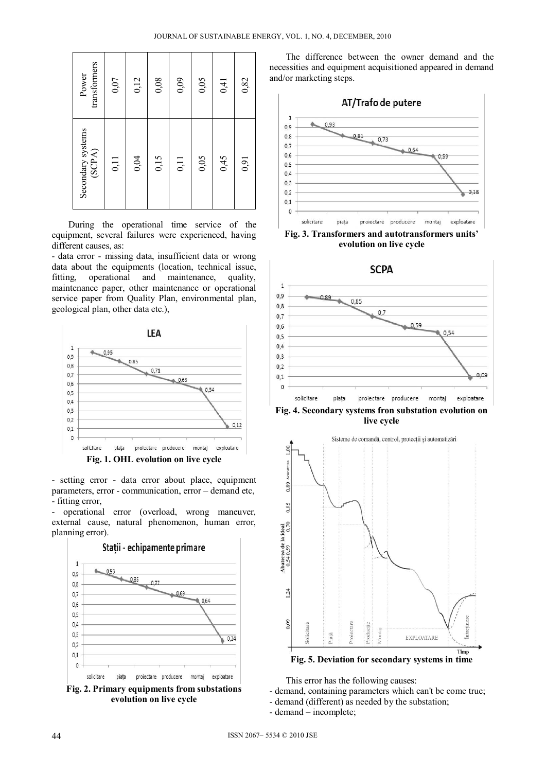| Power transformers | 0,07 | 0,12 | 0,08 | 0,09 | 0,05 | 0,41 | 0,82 |
|---|---|---|---|---|---|---|---|
| Secondary systems (SCPA) | 0,11 | 0,04 | 0,15 | 0,11 | 0,05 | 0,45 | 0,91 |

During the operational time service of the equipment, several failures were experienced, having different causes, as:

- data error - missing data, insufficient data or wrong data about the equipments (location, technical issue, fitting, operational and maintenance, quality, maintenance paper, other maintenance or operational service paper from Quality Plan, environmental plan, geological plan, other data etc.),

**Fig. 1. OHL evolution on live cycle**

- setting error - data error about place, equipment parameters, error - communication, error – demand etc,
- fitting error,
- operational error (overload, wrong maneuver, external cause, natural phenomenon, human error, planning error).

**Fig. 2. Primary equipments from substations evolution on live cycle**

The difference between the owner demand and the necessities and equipment acquisitioned appeared in demand and/or marketing steps.

**Fig. 3. Transformers and autotransformers units' evolution on live cycle**

**Fig. 4. Secondary systems fron substation evolution on live cycle**

**Fig. 5. Deviation for secondary systems in time**

This error has the following causes:

- demand, containing parameters which can't be come true;
- demand (different) as needed by the substation;
- demand – incomplete;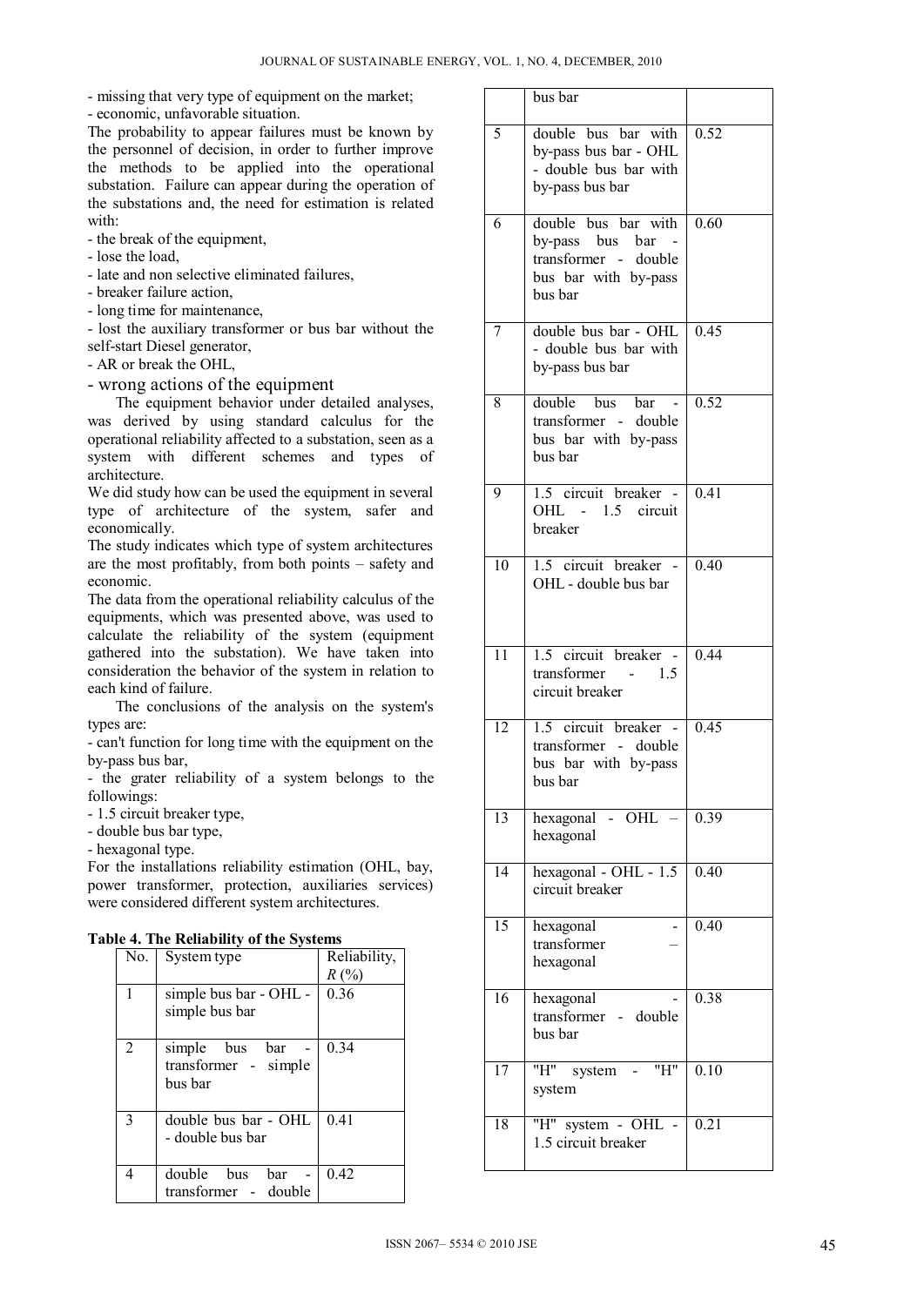- missing that very type of equipment on the market;
- economic, unfavorable situation.

The probability to appear failures must be known by the personnel of decision, in order to further improve the methods to be applied into the operational substation. Failure can appear during the operation of the substations and, the need for estimation is related with:

- the break of the equipment,
- lose the load,
- late and non selective eliminated failures,
- breaker failure action,
- long time for maintenance,
- lost the auxiliary transformer or bus bar without the self-start Diesel generator,
- AR or break the OHL,
- wrong actions of the equipment

The equipment behavior under detailed analyses, was derived by using standard calculus for the operational reliability affected to a substation, seen as a system with different schemes and types of architecture.

We did study how can be used the equipment in several type of architecture of the system, safer and economically.

The study indicates which type of system architectures are the most profitably, from both points – safety and economic.

The data from the operational reliability calculus of the equipments, which was presented above, was used to calculate the reliability of the system (equipment gathered into the substation). We have taken into consideration the behavior of the system in relation to each kind of failure.

The conclusions of the analysis on the system's types are:

- can't function for long time with the equipment on the by-pass bus bar,
- the grater reliability of a system belongs to the followings:
- 1.5 circuit breaker type,
- double bus bar type,
- hexagonal type.

For the installations reliability estimation (OHL, bay, power transformer, protection, auxiliaries services) were considered different system architectures.

**Table 4. The Reliability of the Systems**

| No. | System type | Reliability, $R$ (%) |
|---|---|---|
| 1 | simple bus bar - OHL - simple bus bar | 0.36 |
| 2 | simple bus bar - transformer - simple bus bar | 0.34 |
| 3 | double bus bar - OHL - double bus bar | 0.41 |
| 4 | double bus bar - transformer - double bus bar | 0.42 |
| 5 | double bus bar with by-pass bus bar - OHL - double bus bar with by-pass bus bar | 0.52 |
| 6 | double bus bar with by-pass bus bar - transformer - double bus bar with by-pass bus bar | 0.60 |
| 7 | double bus bar - OHL - double bus bar with by-pass bus bar | 0.45 |
| 8 | double bus bar - transformer - double bus bar with by-pass bus bar | 0.52 |
| 9 | 1.5 circuit breaker - OHL - 1.5 circuit breaker | 0.41 |
| 10 | 1.5 circuit breaker - OHL - double bus bar | 0.40 |
| 11 | 1.5 circuit breaker - transformer - 1.5 circuit breaker | 0.44 |
| 12 | 1.5 circuit breaker - transformer - double bus bar with by-pass bus bar | 0.45 |
| 13 | hexagonal - OHL – hexagonal | 0.39 |
| 14 | hexagonal - OHL - 1.5 circuit breaker | 0.40 |
| 15 | hexagonal - transformer – hexagonal | 0.40 |
| 16 | hexagonal - transformer - double bus bar | 0.38 |
| 17 | "H" system - "H" system | 0.10 |
| 18 | "H" system - OHL - 1.5 circuit breaker | 0.21 |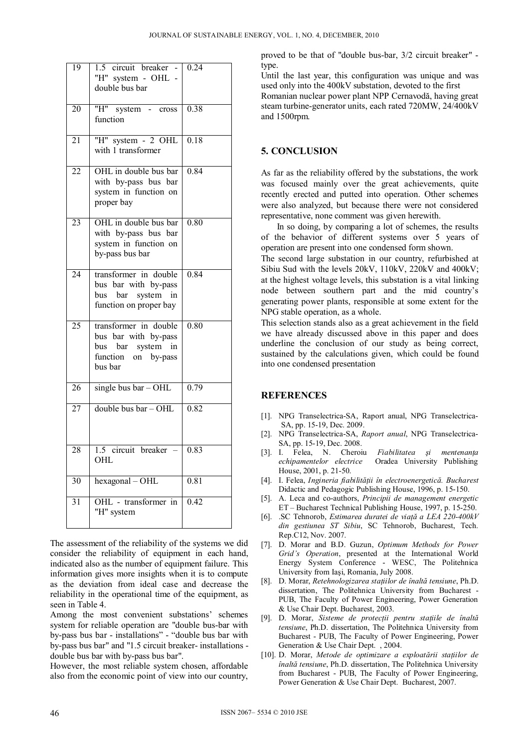| | | |
|---|---|---|
| 19 | 1.5 circuit breaker - "H" system - OHL - double bus bar | 0.24 |
| 20 | "H" system - cross function | 0.38 |
| 21 | "H" system - 2 OHL with 1 transformer | 0.18 |
| 22 | OHL in double bus bar with by-pass bus bar system in function on proper bay | 0.84 |
| 23 | OHL in double bus bar with by-pass bus bar system in function on by-pass bus bar | 0.80 |
| 24 | transformer in double bus bar with by-pass bus bar system in function on proper bay | 0.84 |
| 25 | transformer in double bus bar with by-pass bus bar system in function on by-pass bus bar | 0.80 |
| 26 | single bus bar – OHL | 0.79 |
| 27 | double bus bar – OHL | 0.82 |
| 28 | 1.5 circuit breaker – OHL | 0.83 |
| 30 | hexagonal – OHL | 0.81 |
| 31 | OHL - transformer in "H" system | 0.42 |

The assessment of the reliability of the systems we did consider the reliability of equipment in each hand, indicated also as the number of equipment failure. This information gives more insights when it is to compute as the deviation from ideal case and decrease the reliability in the operational time of the equipment, as seen in Table 4.

Among the most convenient substations' schemes system for reliable operation are "double bus-bar with by-pass bus bar - installations" - "double bus bar with by-pass bus bar" and "1.5 circuit breaker- installations - double bus bar with by-pass bus bar".

However, the most reliable system chosen, affordable also from the economic point of view into our country, proved to be that of "double bus-bar, 3/2 circuit breaker" - type.

Until the last year, this configuration was unique and was used only into the 400kV substation, devoted to the first Romanian nuclear power plant NPP Cernavodă, having great steam turbine-generator units, each rated 720MW, 24/400kV and 1500rpm.

## 5. CONCLUSION

As far as the reliability offered by the substations, the work was focused mainly over the great achievements, quite recently erected and putted into operation. Other schemes were also analyzed, but because there were not considered representative, none comment was given herewith.

In so doing, by comparing a lot of schemes, the results of the behavior of different systems over 5 years of operation are present into one condensed form shown.

The second large substation in our country, refurbished at Sibiu Sud with the levels 20kV, 110kV, 220kV and 400kV; at the highest voltage levels, this substation is a vital linking node between southern part and the mid country's generating power plants, responsible at some extent for the NPG stable operation, as a whole.

This selection stands also as a great achievement in the field we have already discussed above in this paper and does underline the conclusion of our study as being correct, sustained by the calculations given, which could be found into one condensed presentation

## REFERENCES

[1]. NPG Transelectrica-SA, Raport anual, NPG Transelectrica-SA, pp. 15-19, Dec. 2009.

[2]. NPG Transelectrica-SA, *Raport anual*, NPG Transelectrica-SA, pp. 15-19, Dec. 2008.

[3]. I. Felea, N. Cheroiu *Fiabilitatea şi mentenanţa echipamentelor electrice* Oradea University Publishing House, 2001, p. 21-50.

[4]. I. Felea, *Ingineria fiabilităţii în electroenergetică. Bucharest* Didactic and Pedagogic Publishing House, 1996, p. 15-150.

[5]. A. Leca and co-authors, *Principii de management energetic* ET – Bucharest Technical Publishing House, 1997, p. 15-250.

[6]. .SC Tehnorob, *Estimarea duratei de viaţă a LEA 220-400kV din gestiunea ST Sibiu*, SC Tehnorob, Bucharest, Tech. Rep.C12, Nov. 2007.

[7]. D. Morar and B.D. Guzun, *Optimum Methods for Power Grid's Operation*, presented at the International World Energy System Conference - WESC, The Politehnica University from Iaşi, Romania, July 2008.

[8]. D. Morar, *Retehnologizarea staţiilor de înaltă tensiune*, Ph.D. dissertation, The Politehnica University from Bucharest - PUB, The Faculty of Power Engineering, Power Generation & Use Chair Dept. Bucharest, 2003.

[9]. D. Morar, *Sisteme de protecţii pentru staţiile de înaltă tensiune*, Ph.D. dissertation, The Politehnica University from Bucharest - PUB, The Faculty of Power Engineering, Power Generation & Use Chair Dept. , 2004.

[10]. D. Morar, *Metode de optimizare a exploatării staţiilor de înaltă tensiune*, Ph.D. dissertation, The Politehnica University from Bucharest - PUB, The Faculty of Power Engineering, Power Generation & Use Chair Dept. Bucharest, 2007.